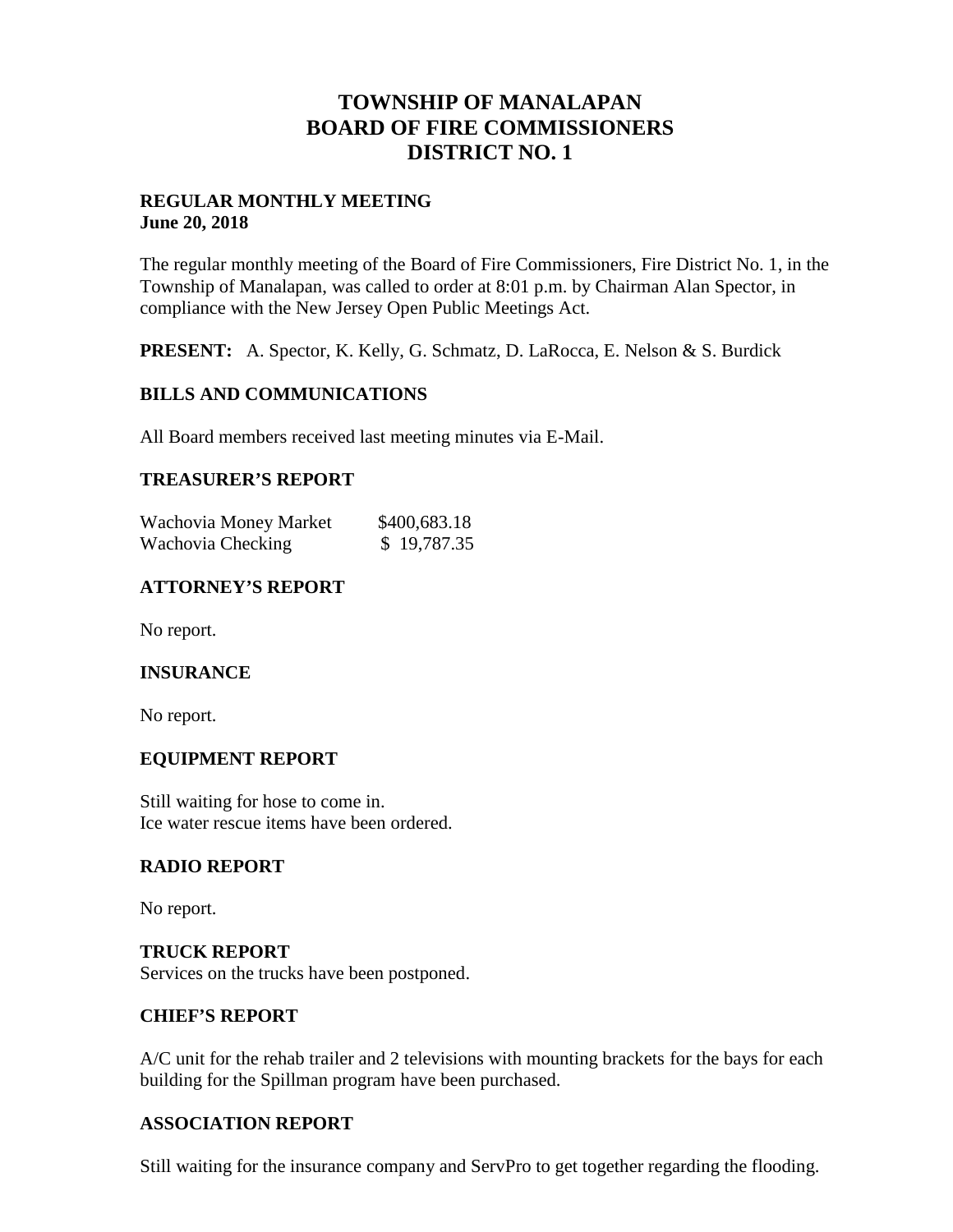# TOWNSHIP OF MANALAPAN
# BOARD OF FIRE COMMISSIONERS
# DISTRICT NO. 1

**REGULAR MONTHLY MEETING**
**June 20, 2018**

The regular monthly meeting of the Board of Fire Commissioners, Fire District No. 1, in the Township of Manalapan, was called to order at 8:01 p.m. by Chairman Alan Spector, in compliance with the New Jersey Open Public Meetings Act.

**PRESENT:** A. Spector, K. Kelly, G. Schmatz, D. LaRocca, E. Nelson & S. Burdick

## BILLS AND COMMUNICATIONS

All Board members received last meeting minutes via E-Mail.

## TREASURER'S REPORT

| | |
|---|---|
| Wachovia Money Market | $400,683.18 |
| Wachovia Checking | $ 19,787.35 |

## ATTORNEY'S REPORT

No report.

## INSURANCE

No report.

## EQUIPMENT REPORT

Still waiting for hose to come in.
Ice water rescue items have been ordered.

## RADIO REPORT

No report.

## TRUCK REPORT

Services on the trucks have been postponed.

## CHIEF'S REPORT

A/C unit for the rehab trailer and 2 televisions with mounting brackets for the bays for each building for the Spillman program have been purchased.

## ASSOCIATION REPORT

Still waiting for the insurance company and ServPro to get together regarding the flooding.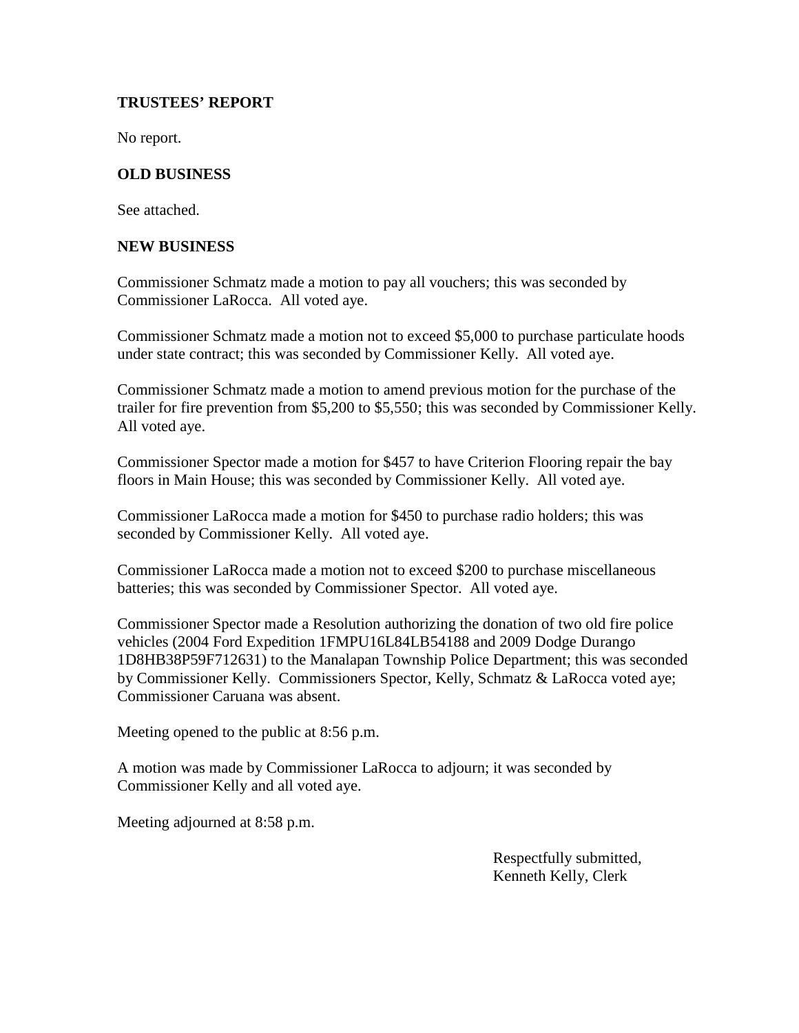**TRUSTEES' REPORT**

No report.

**OLD BUSINESS**

See attached.

**NEW BUSINESS**

Commissioner Schmatz made a motion to pay all vouchers; this was seconded by Commissioner LaRocca. All voted aye.

Commissioner Schmatz made a motion not to exceed $5,000 to purchase particulate hoods under state contract; this was seconded by Commissioner Kelly. All voted aye.

Commissioner Schmatz made a motion to amend previous motion for the purchase of the trailer for fire prevention from $5,200 to $5,550; this was seconded by Commissioner Kelly. All voted aye.

Commissioner Spector made a motion for $457 to have Criterion Flooring repair the bay floors in Main House; this was seconded by Commissioner Kelly. All voted aye.

Commissioner LaRocca made a motion for $450 to purchase radio holders; this was seconded by Commissioner Kelly. All voted aye.

Commissioner LaRocca made a motion not to exceed $200 to purchase miscellaneous batteries; this was seconded by Commissioner Spector. All voted aye.

Commissioner Spector made a Resolution authorizing the donation of two old fire police vehicles (2004 Ford Expedition 1FMPU16L84LB54188 and 2009 Dodge Durango 1D8HB38P59F712631) to the Manalapan Township Police Department; this was seconded by Commissioner Kelly. Commissioners Spector, Kelly, Schmatz & LaRocca voted aye; Commissioner Caruana was absent.

Meeting opened to the public at 8:56 p.m.

A motion was made by Commissioner LaRocca to adjourn; it was seconded by Commissioner Kelly and all voted aye.

Meeting adjourned at 8:58 p.m.

Respectfully submitted,
Kenneth Kelly, Clerk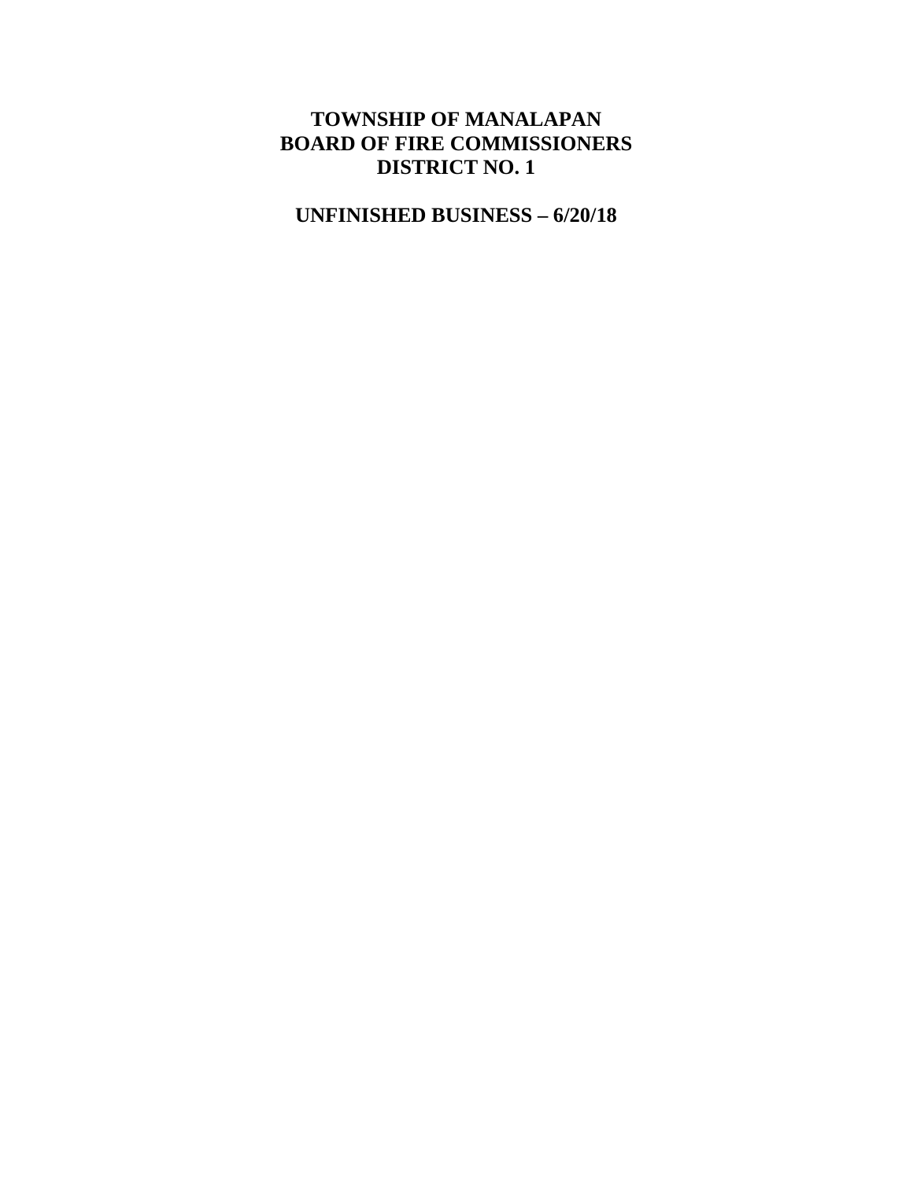# TOWNSHIP OF MANALAPAN
# BOARD OF FIRE COMMISSIONERS
# DISTRICT NO. 1

## UNFINISHED BUSINESS – 6/20/18